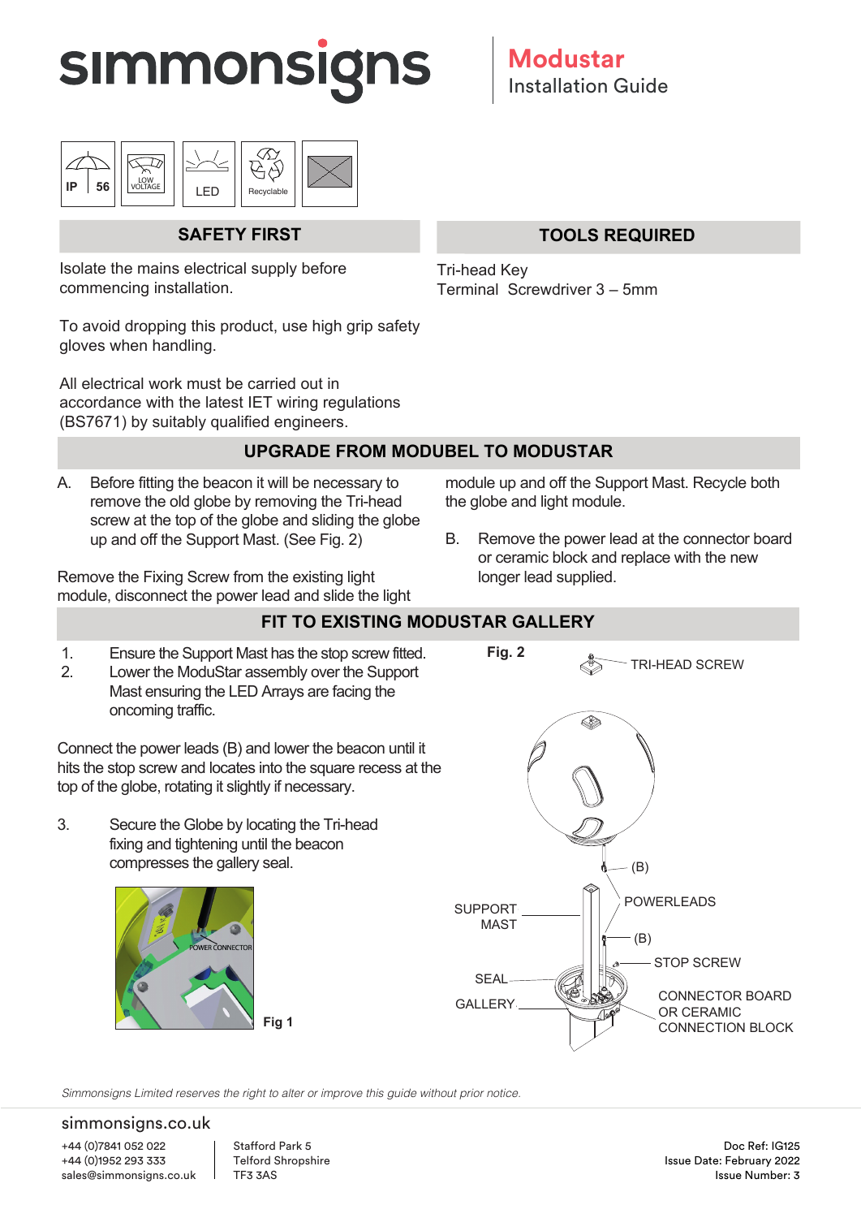# simmonsigns

## Modustar
Installation Guide

IP 56 | LOW VOLTAGE | LED | Recyclable

## SAFETY FIRST

Isolate the mains electrical supply before commencing installation.

To avoid dropping this product, use high grip safety gloves when handling.

All electrical work must be carried out in accordance with the latest IET wiring regulations (BS7671) by suitably qualified engineers.

## TOOLS REQUIRED

Tri-head Key
Terminal Screwdriver 3 – 5mm

## UPGRADE FROM MODUBEL TO MODUSTAR

A. Before fitting the beacon it will be necessary to remove the old globe by removing the Tri-head screw at the top of the globe and sliding the globe up and off the Support Mast. (See Fig. 2)

Remove the Fixing Screw from the existing light module, disconnect the power lead and slide the light module up and off the Support Mast. Recycle both the globe and light module.

B. Remove the power lead at the connector board or ceramic block and replace with the new longer lead supplied.

## FIT TO EXISTING MODUSTAR GALLERY

1. Ensure the Support Mast has the stop screw fitted.
2. Lower the ModuStar assembly over the Support Mast ensuring the LED Arrays are facing the oncoming traffic.

Connect the power leads (B) and lower the beacon until it hits the stop screw and locates into the square recess at the top of the globe, rotating it slightly if necessary.

3. Secure the Globe by locating the Tri-head fixing and tightening until the beacon compresses the gallery seal.

POWER CONNECTOR

Fig 1

Fig. 2

TRI-HEAD SCREW, (B), SUPPORT MAST, POWERLEADS, (B), STOP SCREW, SEAL, GALLERY, CONNECTOR BOARD OR CERAMIC CONNECTION BLOCK

*Simmonsigns Limited reserves the right to alter or improve this guide without prior notice.*

simmonsigns.co.uk

+44 (0)7841 052 022
+44 (0)1952 293 333
sales@simmonsigns.co.uk

Stafford Park 5
Telford Shropshire
TF3 3AS

Doc Ref: IG125
Issue Date: February 2022
Issue Number: 3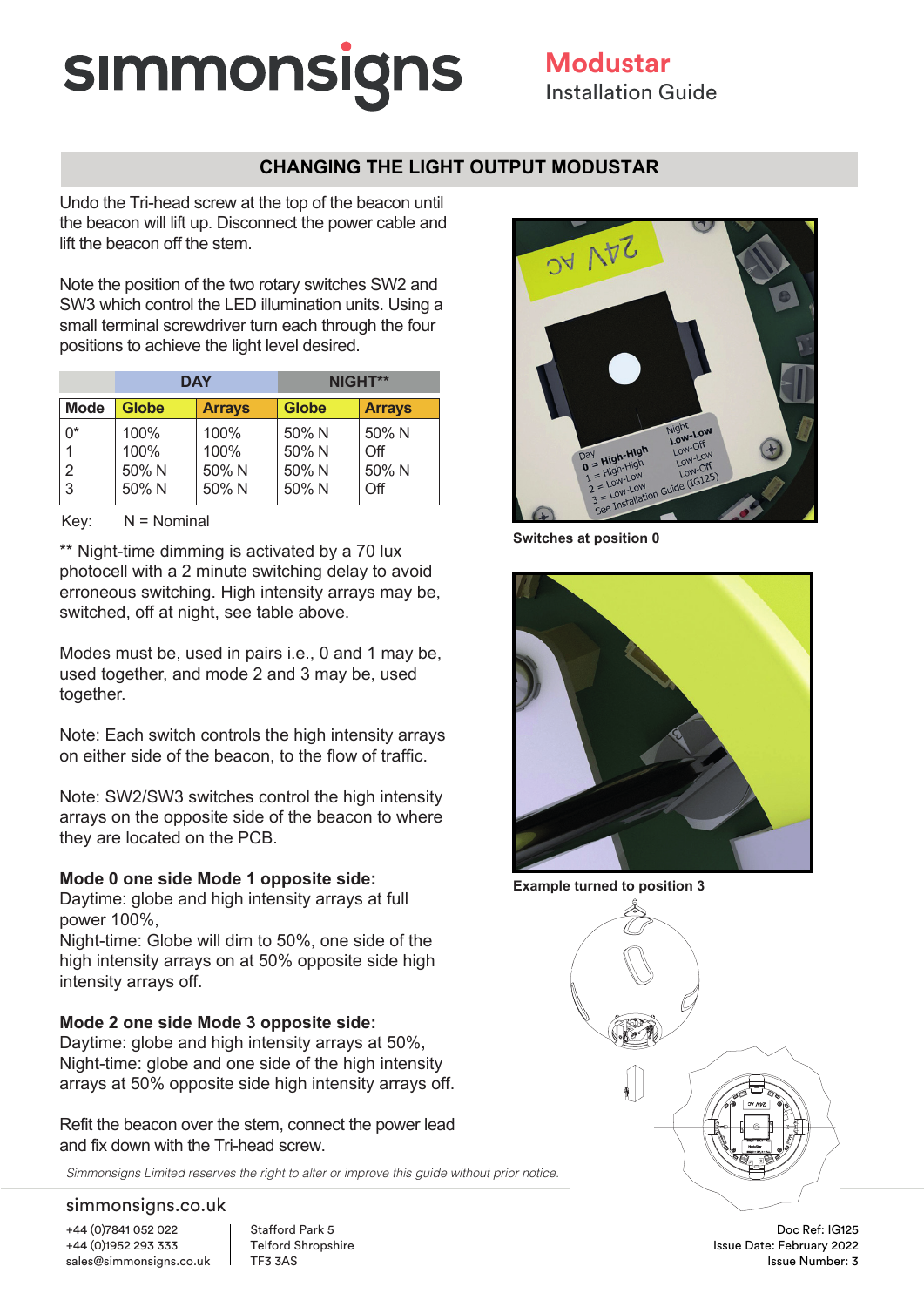# CHANGING THE LIGHT OUTPUT MODUSTAR

Undo the Tri-head screw at the top of the beacon until the beacon will lift up. Disconnect the power cable and lift the beacon off the stem.

Note the position of the two rotary switches SW2 and SW3 which control the LED illumination units. Using a small terminal screwdriver turn each through the four positions to achieve the light level desired.

| | DAY | | NIGHT** | |
|---|---|---|---|---|
| Mode | Globe | Arrays | Globe | Arrays |
| 0* | 100% | 100% | 50% N | 50% N |
| 1 | 100% | 100% | 50% N | Off |
| 2 | 50% N | 50% N | 50% N | 50% N |
| 3 | 50% N | 50% N | 50% N | Off |

Key: N = Nominal

** Night-time dimming is activated by a 70 lux photocell with a 2 minute switching delay to avoid erroneous switching. High intensity arrays may be, switched, off at night, see table above.

Modes must be, used in pairs i.e., 0 and 1 may be, used together, and mode 2 and 3 may be, used together.

Note: Each switch controls the high intensity arrays on either side of the beacon, to the flow of traffic.

Note: SW2/SW3 switches control the high intensity arrays on the opposite side of the beacon to where they are located on the PCB.

**Mode 0 one side Mode 1 opposite side:**
Daytime: globe and high intensity arrays at full power 100%,
Night-time: Globe will dim to 50%, one side of the high intensity arrays on at 50% opposite side high intensity arrays off.

**Mode 2 one side Mode 3 opposite side:**
Daytime: globe and high intensity arrays at 50%,
Night-time: globe and one side of the high intensity arrays at 50% opposite side high intensity arrays off.

Refit the beacon over the stem, connect the power lead and fix down with the Tri-head screw.

24V AC

Day
0 = High-High
1 = High-High
2 = Low-Low
3 = Low-Low

Night
Low-Low
Low-Off
Low-Low
Low-Off

See Installation Guide (IG125)

**Switches at position 0**

**Example turned to position 3**

*Simmonsigns Limited reserves the right to alter or improve this guide without prior notice.*

simmonsigns.co.uk

+44 (0)7841 052 022
+44 (0)1952 293 333
sales@simmonsigns.co.uk

Stafford Park 5
Telford Shropshire
TF3 3AS

Doc Ref: IG125
Issue Date: February 2022
Issue Number: 3